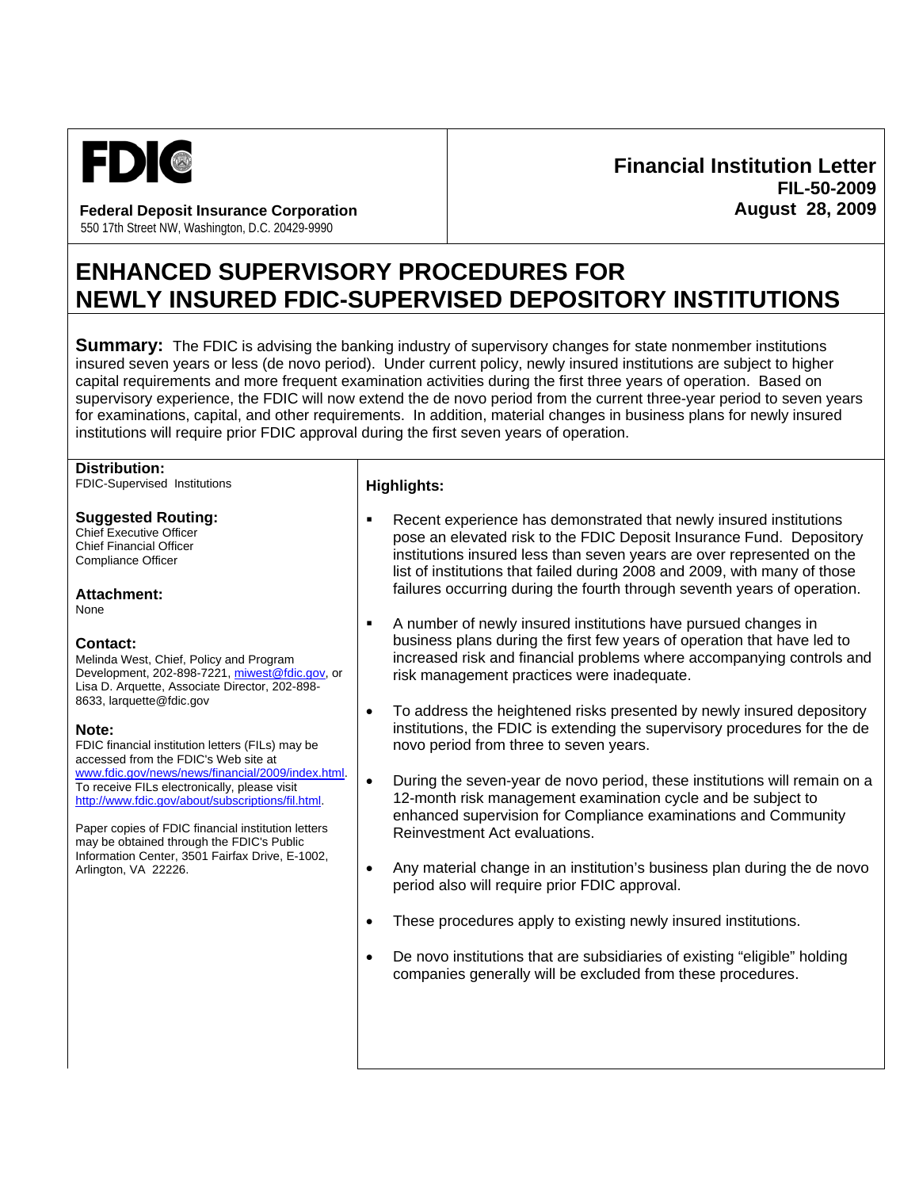**FDIC**

**Federal Deposit Insurance Corporation**
550 17th Street NW, Washington, D.C. 20429-9990

**Financial Institution Letter**
**FIL-50-2009**
**August 28, 2009**

# ENHANCED SUPERVISORY PROCEDURES FOR NEWLY INSURED FDIC-SUPERVISED DEPOSITORY INSTITUTIONS

**Summary:** The FDIC is advising the banking industry of supervisory changes for state nonmember institutions insured seven years or less (de novo period). Under current policy, newly insured institutions are subject to higher capital requirements and more frequent examination activities during the first three years of operation. Based on supervisory experience, the FDIC will now extend the de novo period from the current three-year period to seven years for examinations, capital, and other requirements. In addition, material changes in business plans for newly insured institutions will require prior FDIC approval during the first seven years of operation.

**Distribution:**
FDIC-Supervised Institutions

**Suggested Routing:**
Chief Executive Officer
Chief Financial Officer
Compliance Officer

**Attachment:**
None

**Contact:**
Melinda West, Chief, Policy and Program Development, 202-898-7221, miwest@fdic.gov, or Lisa D. Arquette, Associate Director, 202-898-8633, larquette@fdic.gov

**Note:**
FDIC financial institution letters (FILs) may be accessed from the FDIC's Web site at www.fdic.gov/news/news/financial/2009/index.html.
To receive FILs electronically, please visit http://www.fdic.gov/about/subscriptions/fil.html.

Paper copies of FDIC financial institution letters may be obtained through the FDIC's Public Information Center, 3501 Fairfax Drive, E-1002, Arlington, VA 22226.

**Highlights:**

- Recent experience has demonstrated that newly insured institutions pose an elevated risk to the FDIC Deposit Insurance Fund. Depository institutions insured less than seven years are over represented on the list of institutions that failed during 2008 and 2009, with many of those failures occurring during the fourth through seventh years of operation.
- A number of newly insured institutions have pursued changes in business plans during the first few years of operation that have led to increased risk and financial problems where accompanying controls and risk management practices were inadequate.
- To address the heightened risks presented by newly insured depository institutions, the FDIC is extending the supervisory procedures for the de novo period from three to seven years.
- During the seven-year de novo period, these institutions will remain on a 12-month risk management examination cycle and be subject to enhanced supervision for Compliance examinations and Community Reinvestment Act evaluations.
- Any material change in an institution's business plan during the de novo period also will require prior FDIC approval.
- These procedures apply to existing newly insured institutions.
- De novo institutions that are subsidiaries of existing "eligible" holding companies generally will be excluded from these procedures.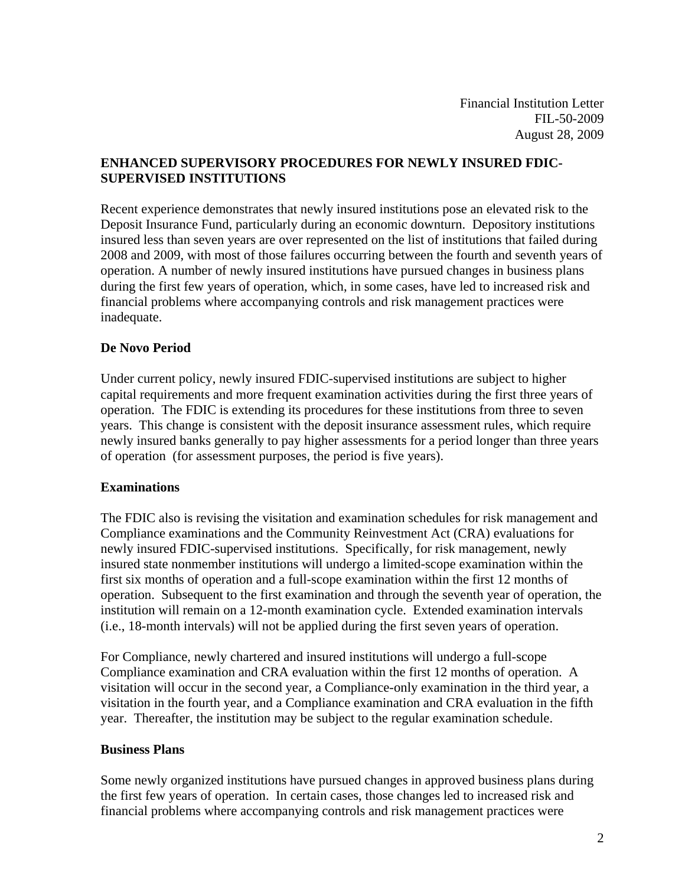Financial Institution Letter
FIL-50-2009
August 28, 2009

**ENHANCED SUPERVISORY PROCEDURES FOR NEWLY INSURED FDIC-SUPERVISED INSTITUTIONS**

Recent experience demonstrates that newly insured institutions pose an elevated risk to the Deposit Insurance Fund, particularly during an economic downturn. Depository institutions insured less than seven years are over represented on the list of institutions that failed during 2008 and 2009, with most of those failures occurring between the fourth and seventh years of operation. A number of newly insured institutions have pursued changes in business plans during the first few years of operation, which, in some cases, have led to increased risk and financial problems where accompanying controls and risk management practices were inadequate.

**De Novo Period**

Under current policy, newly insured FDIC-supervised institutions are subject to higher capital requirements and more frequent examination activities during the first three years of operation. The FDIC is extending its procedures for these institutions from three to seven years. This change is consistent with the deposit insurance assessment rules, which require newly insured banks generally to pay higher assessments for a period longer than three years of operation (for assessment purposes, the period is five years).

**Examinations**

The FDIC also is revising the visitation and examination schedules for risk management and Compliance examinations and the Community Reinvestment Act (CRA) evaluations for newly insured FDIC-supervised institutions. Specifically, for risk management, newly insured state nonmember institutions will undergo a limited-scope examination within the first six months of operation and a full-scope examination within the first 12 months of operation. Subsequent to the first examination and through the seventh year of operation, the institution will remain on a 12-month examination cycle. Extended examination intervals (i.e., 18-month intervals) will not be applied during the first seven years of operation.

For Compliance, newly chartered and insured institutions will undergo a full-scope Compliance examination and CRA evaluation within the first 12 months of operation. A visitation will occur in the second year, a Compliance-only examination in the third year, a visitation in the fourth year, and a Compliance examination and CRA evaluation in the fifth year. Thereafter, the institution may be subject to the regular examination schedule.

**Business Plans**

Some newly organized institutions have pursued changes in approved business plans during the first few years of operation. In certain cases, those changes led to increased risk and financial problems where accompanying controls and risk management practices were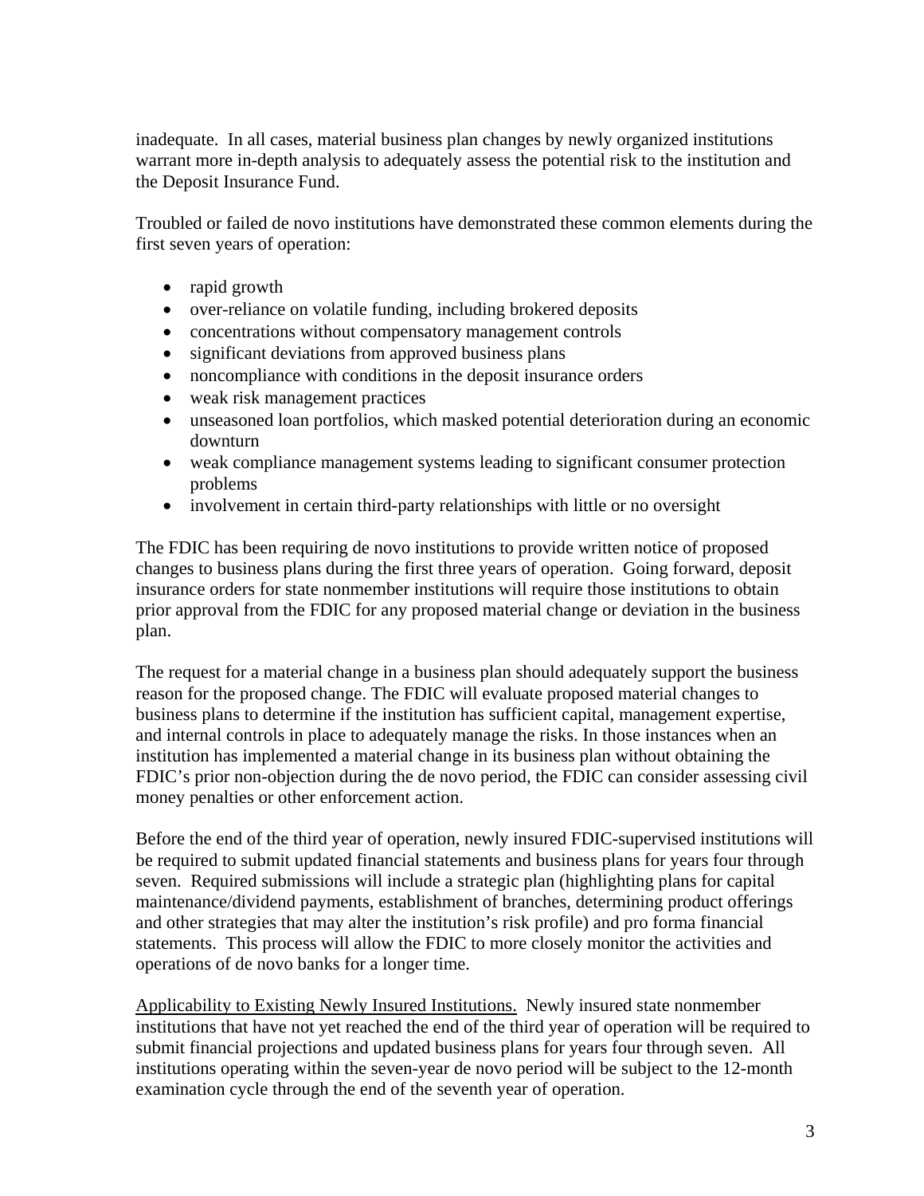inadequate. In all cases, material business plan changes by newly organized institutions warrant more in-depth analysis to adequately assess the potential risk to the institution and the Deposit Insurance Fund.

Troubled or failed de novo institutions have demonstrated these common elements during the first seven years of operation:

- rapid growth
- over-reliance on volatile funding, including brokered deposits
- concentrations without compensatory management controls
- significant deviations from approved business plans
- noncompliance with conditions in the deposit insurance orders
- weak risk management practices
- unseasoned loan portfolios, which masked potential deterioration during an economic downturn
- weak compliance management systems leading to significant consumer protection problems
- involvement in certain third-party relationships with little or no oversight

The FDIC has been requiring de novo institutions to provide written notice of proposed changes to business plans during the first three years of operation. Going forward, deposit insurance orders for state nonmember institutions will require those institutions to obtain prior approval from the FDIC for any proposed material change or deviation in the business plan.

The request for a material change in a business plan should adequately support the business reason for the proposed change. The FDIC will evaluate proposed material changes to business plans to determine if the institution has sufficient capital, management expertise, and internal controls in place to adequately manage the risks. In those instances when an institution has implemented a material change in its business plan without obtaining the FDIC's prior non-objection during the de novo period, the FDIC can consider assessing civil money penalties or other enforcement action.

Before the end of the third year of operation, newly insured FDIC-supervised institutions will be required to submit updated financial statements and business plans for years four through seven. Required submissions will include a strategic plan (highlighting plans for capital maintenance/dividend payments, establishment of branches, determining product offerings and other strategies that may alter the institution's risk profile) and pro forma financial statements. This process will allow the FDIC to more closely monitor the activities and operations of de novo banks for a longer time.

Applicability to Existing Newly Insured Institutions. Newly insured state nonmember institutions that have not yet reached the end of the third year of operation will be required to submit financial projections and updated business plans for years four through seven. All institutions operating within the seven-year de novo period will be subject to the 12-month examination cycle through the end of the seventh year of operation.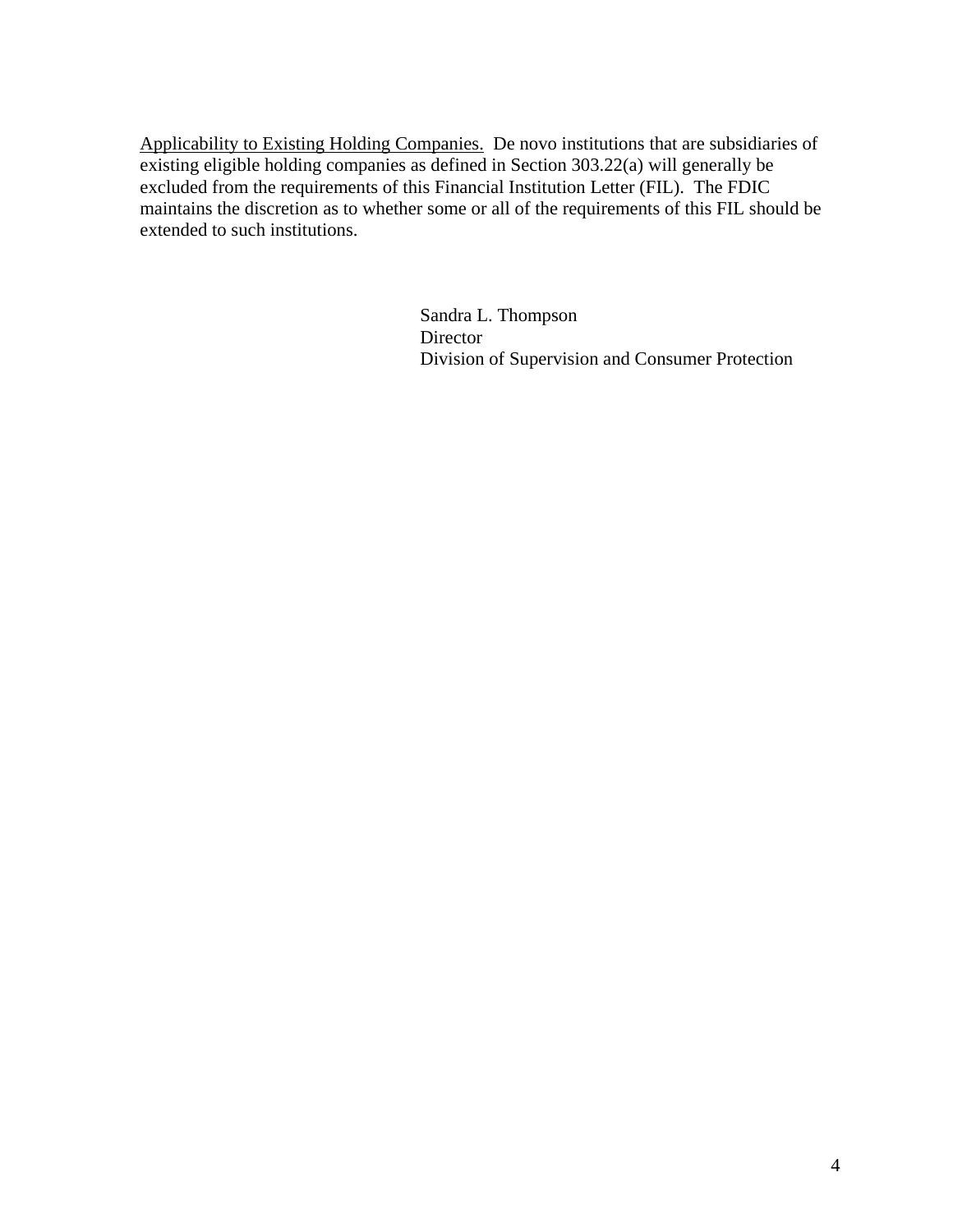Applicability to Existing Holding Companies. De novo institutions that are subsidiaries of existing eligible holding companies as defined in Section 303.22(a) will generally be excluded from the requirements of this Financial Institution Letter (FIL). The FDIC maintains the discretion as to whether some or all of the requirements of this FIL should be extended to such institutions.

Sandra L. Thompson
Director
Division of Supervision and Consumer Protection